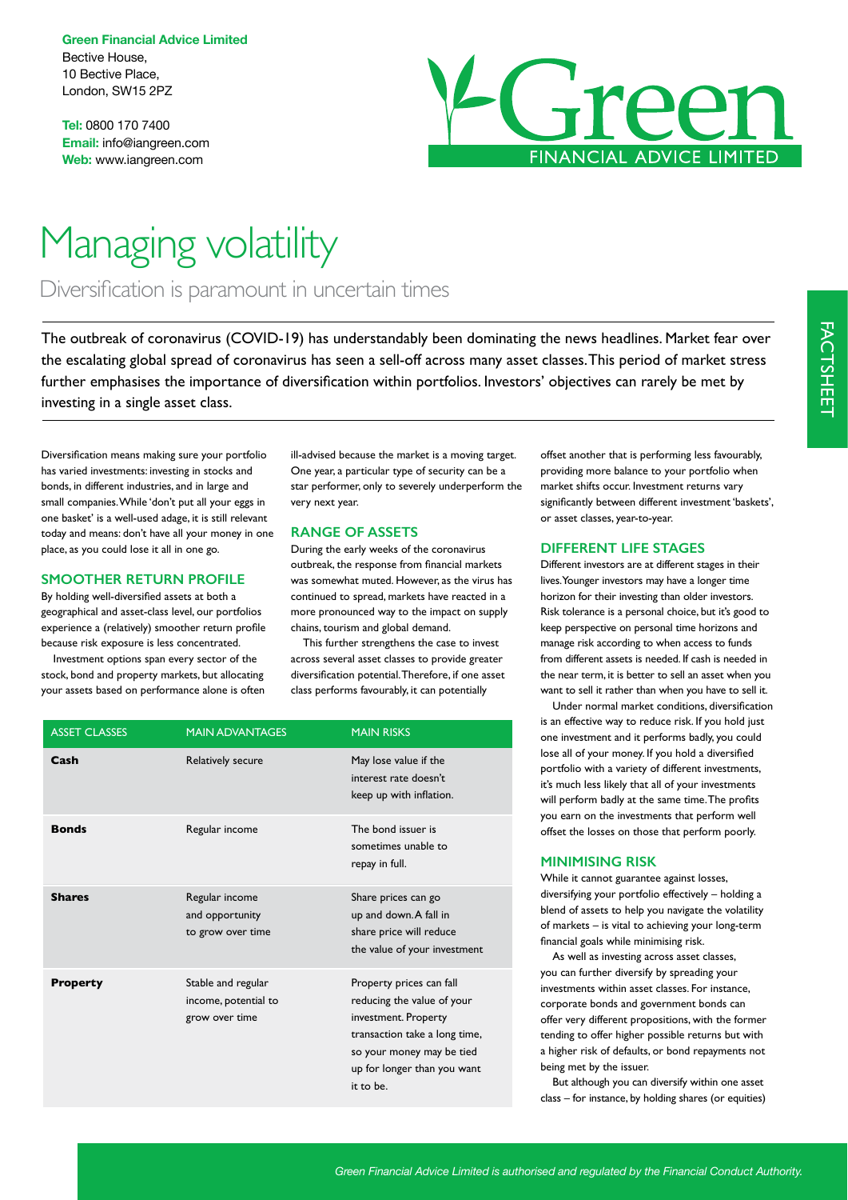**Green Financial Advice Limited**
Bective House,
10 Bective Place,
London, SW15 2PZ

**Tel:** 0800 170 7400
**Email:** info@iangreen.com
**Web:** www.iangreen.com

Green FINANCIAL ADVICE LIMITED

FACTSHEET

# Managing volatility

## Diversification is paramount in uncertain times

The outbreak of coronavirus (COVID-19) has understandably been dominating the news headlines. Market fear over the escalating global spread of coronavirus has seen a sell-off across many asset classes. This period of market stress further emphasises the importance of diversification within portfolios. Investors' objectives can rarely be met by investing in a single asset class.

Diversification means making sure your portfolio has varied investments: investing in stocks and bonds, in different industries, and in large and small companies. While 'don't put all your eggs in one basket' is a well-used adage, it is still relevant today and means: don't have all your money in one place, as you could lose it all in one go.

### SMOOTHER RETURN PROFILE

By holding well-diversified assets at both a geographical and asset-class level, our portfolios experience a (relatively) smoother return profile because risk exposure is less concentrated.

Investment options span every sector of the stock, bond and property markets, but allocating your assets based on performance alone is often ill-advised because the market is a moving target. One year, a particular type of security can be a star performer, only to severely underperform the very next year.

### RANGE OF ASSETS

During the early weeks of the coronavirus outbreak, the response from financial markets was somewhat muted. However, as the virus has continued to spread, markets have reacted in a more pronounced way to the impact on supply chains, tourism and global demand.

This further strengthens the case to invest across several asset classes to provide greater diversification potential. Therefore, if one asset class performs favourably, it can potentially offset another that is performing less favourably, providing more balance to your portfolio when market shifts occur. Investment returns vary significantly between different investment 'baskets', or asset classes, year-to-year.

| ASSET CLASSES | MAIN ADVANTAGES | MAIN RISKS |
| --- | --- | --- |
| **Cash** | Relatively secure | May lose value if the interest rate doesn't keep up with inflation. |
| **Bonds** | Regular income | The bond issuer is sometimes unable to repay in full. |
| **Shares** | Regular income and opportunity to grow over time | Share prices can go up and down. A fall in share price will reduce the value of your investment |
| **Property** | Stable and regular income, potential to grow over time | Property prices can fall reducing the value of your investment. Property transaction take a long time, so your money may be tied up for longer than you want it to be. |

### DIFFERENT LIFE STAGES

Different investors are at different stages in their lives. Younger investors may have a longer time horizon for their investing than older investors. Risk tolerance is a personal choice, but it's good to keep perspective on personal time horizons and manage risk according to when access to funds from different assets is needed. If cash is needed in the near term, it is better to sell an asset when you want to sell it rather than when you have to sell it.

Under normal market conditions, diversification is an effective way to reduce risk. If you hold just one investment and it performs badly, you could lose all of your money. If you hold a diversified portfolio with a variety of different investments, it's much less likely that all of your investments will perform badly at the same time. The profits you earn on the investments that perform well offset the losses on those that perform poorly.

### MINIMISING RISK

While it cannot guarantee against losses, diversifying your portfolio effectively – holding a blend of assets to help you navigate the volatility of markets – is vital to achieving your long-term financial goals while minimising risk.

As well as investing across asset classes, you can further diversify by spreading your investments within asset classes. For instance, corporate bonds and government bonds can offer very different propositions, with the former tending to offer higher possible returns but with a higher risk of defaults, or bond repayments not being met by the issuer.

But although you can diversify within one asset class – for instance, by holding shares (or equities)

*Green Financial Advice Limited is authorised and regulated by the Financial Conduct Authority.*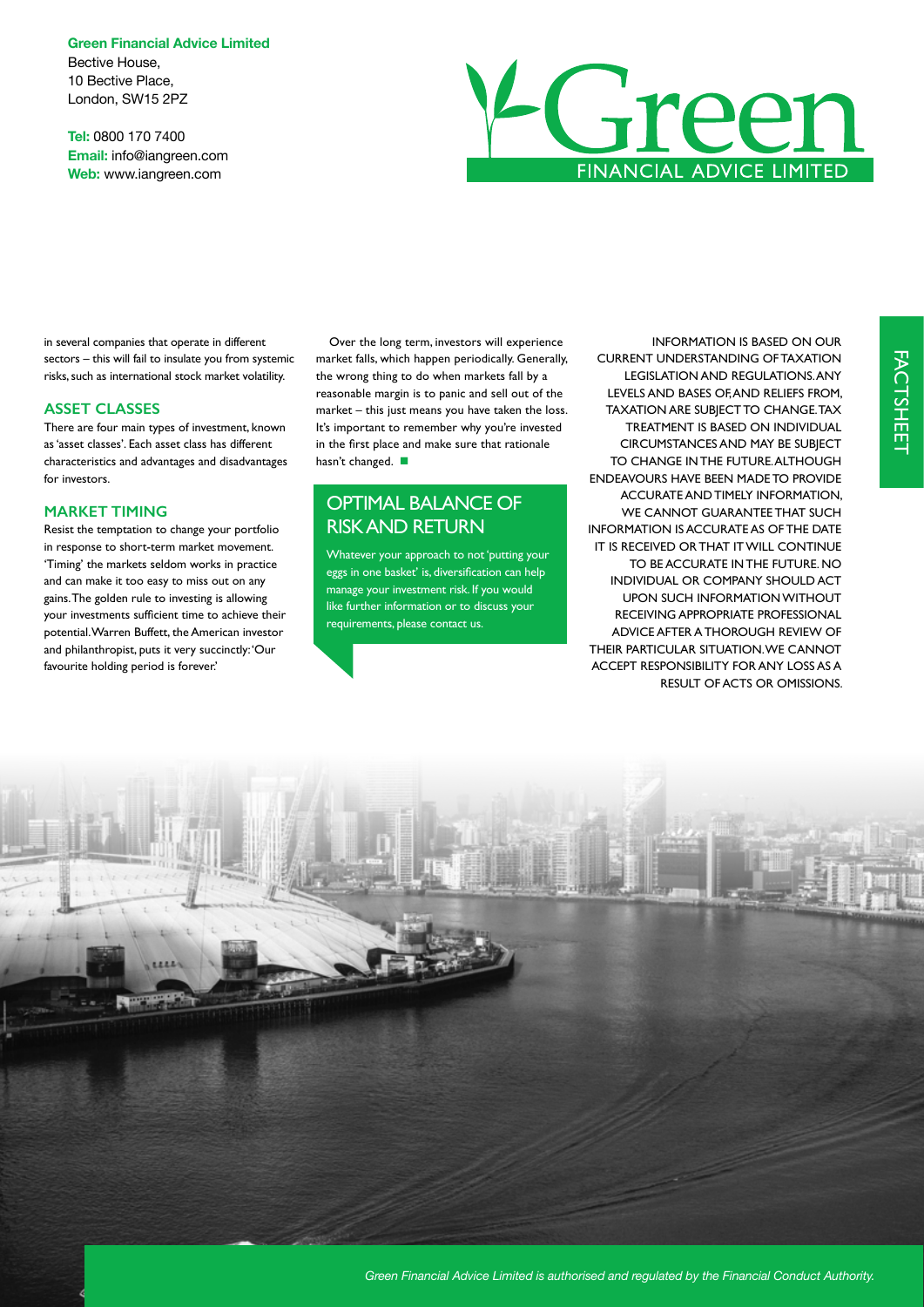**Green Financial Advice Limited**
Bective House,
10 Bective Place,
London, SW15 2PZ

**Tel:** 0800 170 7400
**Email:** info@iangreen.com
**Web:** www.iangreen.com

Green
FINANCIAL ADVICE LIMITED

FACTSHEET

in several companies that operate in different sectors – this will fail to insulate you from systemic risks, such as international stock market volatility.

## ASSET CLASSES

There are four main types of investment, known as 'asset classes'. Each asset class has different characteristics and advantages and disadvantages for investors.

## MARKET TIMING

Resist the temptation to change your portfolio in response to short-term market movement. 'Timing' the markets seldom works in practice and can make it too easy to miss out on any gains. The golden rule to investing is allowing your investments sufficient time to achieve their potential. Warren Buffett, the American investor and philanthropist, puts it very succinctly: 'Our favourite holding period is forever.'

Over the long term, investors will experience market falls, which happen periodically. Generally, the wrong thing to do when markets fall by a reasonable margin is to panic and sell out of the market – this just means you have taken the loss. It's important to remember why you're invested in the first place and make sure that rationale hasn't changed. ■

## OPTIMAL BALANCE OF RISK AND RETURN

Whatever your approach to not 'putting your eggs in one basket' is, diversification can help manage your investment risk. If you would like further information or to discuss your requirements, please contact us.

INFORMATION IS BASED ON OUR CURRENT UNDERSTANDING OF TAXATION LEGISLATION AND REGULATIONS. ANY LEVELS AND BASES OF, AND RELIEFS FROM, TAXATION ARE SUBJECT TO CHANGE. TAX TREATMENT IS BASED ON INDIVIDUAL CIRCUMSTANCES AND MAY BE SUBJECT TO CHANGE IN THE FUTURE. ALTHOUGH ENDEAVOURS HAVE BEEN MADE TO PROVIDE ACCURATE AND TIMELY INFORMATION, WE CANNOT GUARANTEE THAT SUCH INFORMATION IS ACCURATE AS OF THE DATE IT IS RECEIVED OR THAT IT WILL CONTINUE TO BE ACCURATE IN THE FUTURE. NO INDIVIDUAL OR COMPANY SHOULD ACT UPON SUCH INFORMATION WITHOUT RECEIVING APPROPRIATE PROFESSIONAL ADVICE AFTER A THOROUGH REVIEW OF THEIR PARTICULAR SITUATION. WE CANNOT ACCEPT RESPONSIBILITY FOR ANY LOSS AS A RESULT OF ACTS OR OMISSIONS.

*Green Financial Advice Limited is authorised and regulated by the Financial Conduct Authority.*